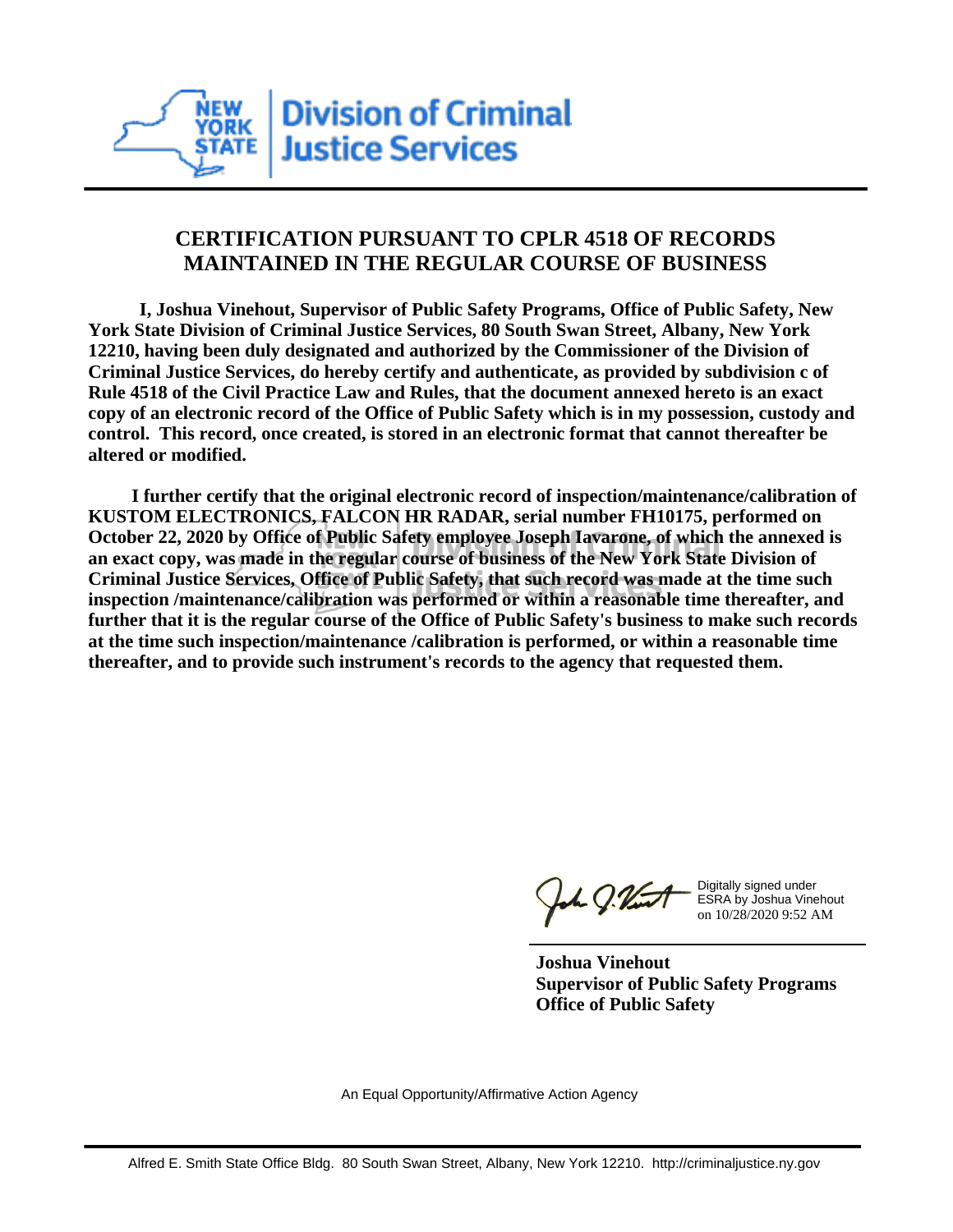**NEW YORK STATE | Division of Criminal Justice Services**

## CERTIFICATION PURSUANT TO CPLR 4518 OF RECORDS MAINTAINED IN THE REGULAR COURSE OF BUSINESS

**I, Joshua Vinehout, Supervisor of Public Safety Programs, Office of Public Safety, New York State Division of Criminal Justice Services, 80 South Swan Street, Albany, New York 12210, having been duly designated and authorized by the Commissioner of the Division of Criminal Justice Services, do hereby certify and authenticate, as provided by subdivision c of Rule 4518 of the Civil Practice Law and Rules, that the document annexed hereto is an exact copy of an electronic record of the Office of Public Safety which is in my possession, custody and control. This record, once created, is stored in an electronic format that cannot thereafter be altered or modified.**

**I further certify that the original electronic record of inspection/maintenance/calibration of KUSTOM ELECTRONICS, FALCON HR RADAR, serial number FH10175, performed on October 22, 2020 by Office of Public Safety employee Joseph Iavarone, of which the annexed is an exact copy, was made in the regular course of business of the New York State Division of Criminal Justice Services, Office of Public Safety, that such record was made at the time such inspection /maintenance/calibration was performed or within a reasonable time thereafter, and further that it is the regular course of the Office of Public Safety's business to make such records at the time such inspection/maintenance /calibration is performed, or within a reasonable time thereafter, and to provide such instrument's records to the agency that requested them.**

Digitally signed under ESRA by Joshua Vinehout on 10/28/2020 9:52 AM

**Joshua Vinehout**
**Supervisor of Public Safety Programs**
**Office of Public Safety**

An Equal Opportunity/Affirmative Action Agency

Alfred E. Smith State Office Bldg. 80 South Swan Street, Albany, New York 12210. http://criminaljustice.ny.gov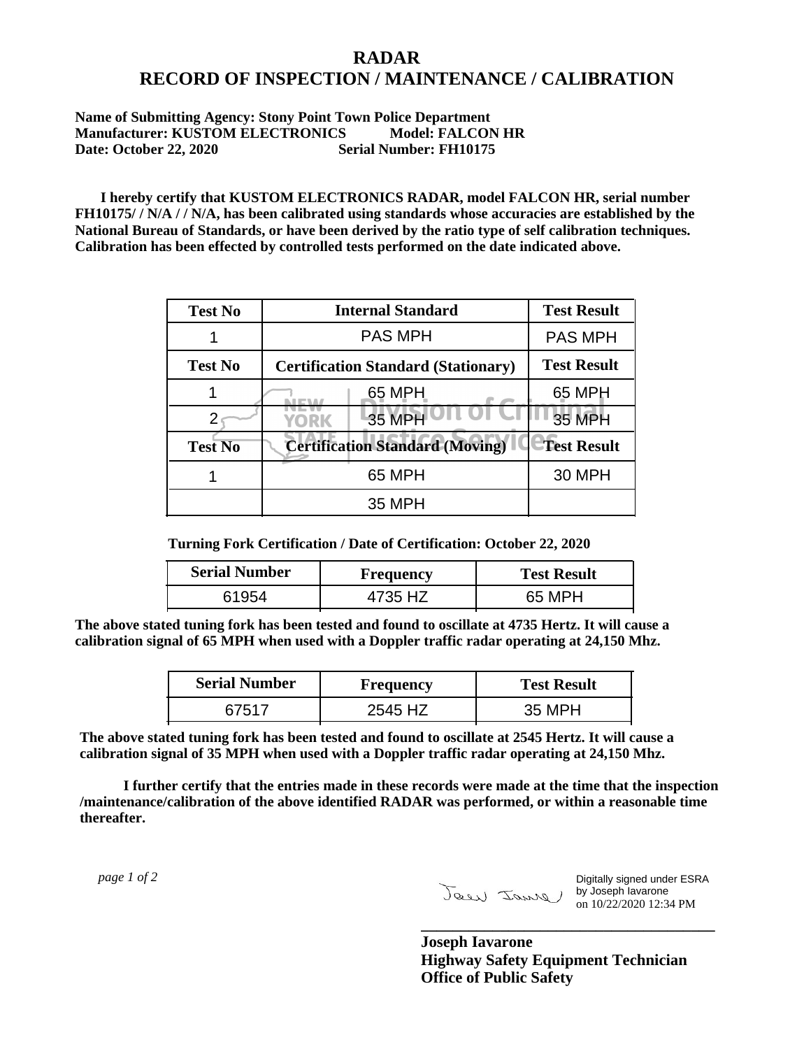# RADAR
# RECORD OF INSPECTION / MAINTENANCE / CALIBRATION

**Name of Submitting Agency: Stony Point Town Police Department**
**Manufacturer: KUSTOM ELECTRONICS Model: FALCON HR**
**Date: October 22, 2020 Serial Number: FH10175**

**I hereby certify that KUSTOM ELECTRONICS RADAR, model FALCON HR, serial number FH10175/ / N/A / / N/A, has been calibrated using standards whose accuracies are established by the National Bureau of Standards, or have been derived by the ratio type of self calibration techniques. Calibration has been effected by controlled tests performed on the date indicated above.**

| Test No | Internal Standard | Test Result |
|---|---|---|
| 1 | PAS MPH | PAS MPH |
| **Test No** | **Certification Standard (Stationary)** | **Test Result** |
| 1 | 65 MPH | 65 MPH |
| 2 | 35 MPH | 35 MPH |
| **Test No** | **Certification Standard (Moving)** | **Test Result** |
| 1 | 65 MPH | 30 MPH |
| | 35 MPH | |

**Turning Fork Certification / Date of Certification: October 22, 2020**

| Serial Number | Frequency | Test Result |
|---|---|---|
| 61954 | 4735 HZ | 65 MPH |

**The above stated tuning fork has been tested and found to oscillate at 4735 Hertz. It will cause a calibration signal of 65 MPH when used with a Doppler traffic radar operating at 24,150 Mhz.**

| Serial Number | Frequency | Test Result |
|---|---|---|
| 67517 | 2545 HZ | 35 MPH |

**The above stated tuning fork has been tested and found to oscillate at 2545 Hertz. It will cause a calibration signal of 35 MPH when used with a Doppler traffic radar operating at 24,150 Mhz.**

**I further certify that the entries made in these records were made at the time that the inspection /maintenance/calibration of the above identified RADAR was performed, or within a reasonable time thereafter.**

Digitally signed under ESRA by Joseph Iavarone on 10/22/2020 12:34 PM

**Joseph Iavarone**
**Highway Safety Equipment Technician**
**Office of Public Safety**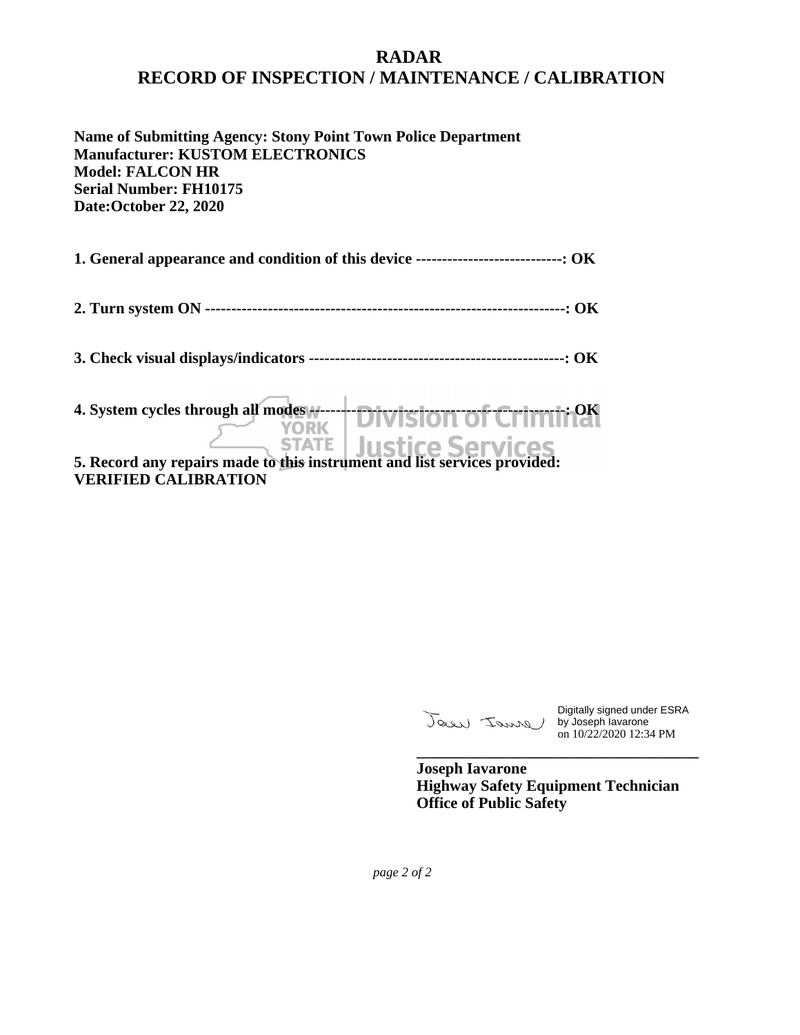# RADAR
# RECORD OF INSPECTION / MAINTENANCE / CALIBRATION

**Name of Submitting Agency: Stony Point Town Police Department**
**Manufacturer: KUSTOM ELECTRONICS**
**Model: FALCON HR**
**Serial Number: FH10175**
**Date:October 22, 2020**

**1. General appearance and condition of this device ----------------------------: OK**

**2. Turn system ON ---------------------------------------------------------------------: OK**

**3. Check visual displays/indicators -------------------------------------------------: OK**

**4. System cycles through all modes ---------------------------------------------: OK**

**5. Record any repairs made to this instrument and list services provided:**
**VERIFIED CALIBRATION**

Digitally signed under ESRA by Joseph Iavarone on 10/22/2020 12:34 PM

**Joseph Iavarone**
**Highway Safety Equipment Technician**
**Office of Public Safety**